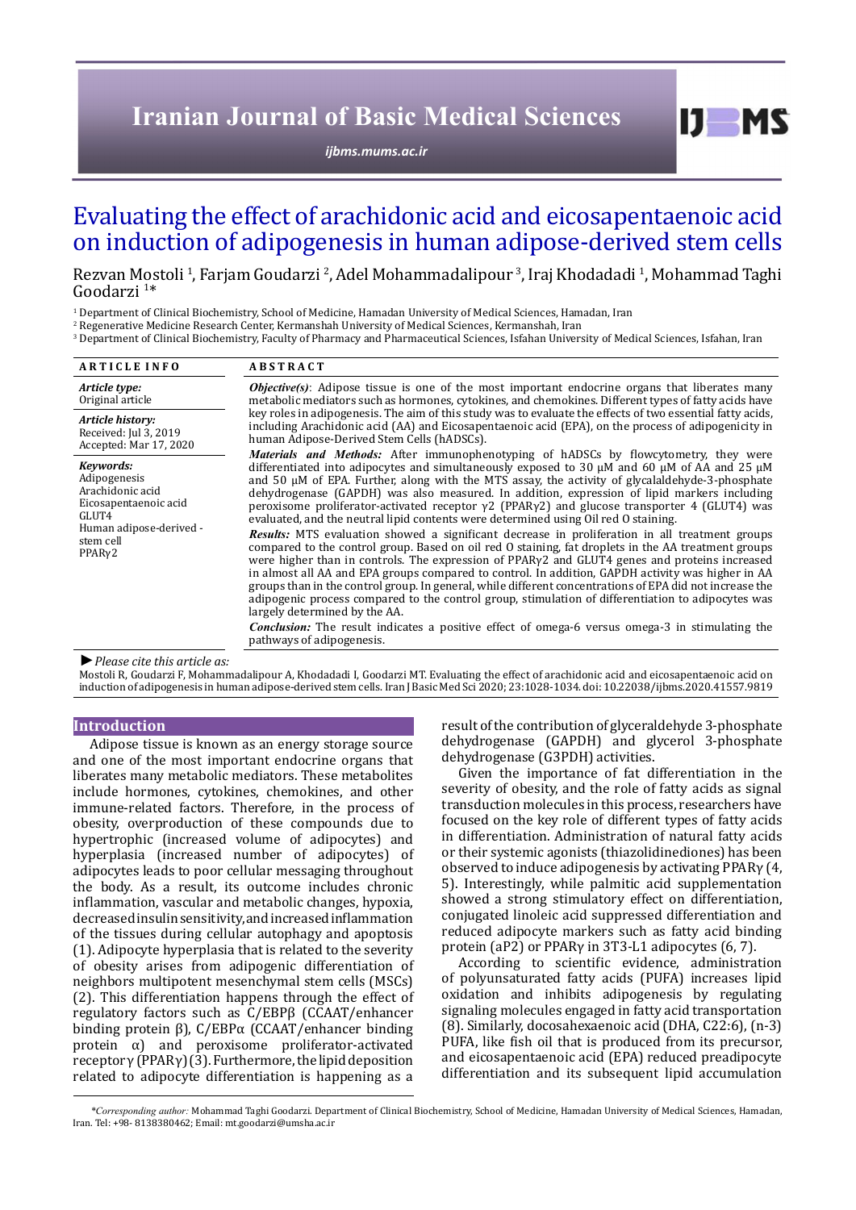# Evaluating the effect of arachidonic acid and eicosapentaenoic acid on induction of adipogenesis in human adipose-derived stem cells

Rezvan Mostoli [1], Farjam Goudarzi [2], Adel Mohammadalipour [3], Iraj Khodadadi [1], Mohammad Taghi Goodarzi [1]*

[1] Department of Clinical Biochemistry, School of Medicine, Hamadan University of Medical Sciences, Hamadan, Iran
[2] Regenerative Medicine Research Center, Kermanshah University of Medical Sciences, Kermanshah, Iran
[3] Department of Clinical Biochemistry, Faculty of Pharmacy and Pharmaceutical Sciences, Isfahan University of Medical Sciences, Isfahan, Iran

## ARTICLE INFO

*Article type:*
Original article

*Article history:*
Received: Jul 3, 2019
Accepted: Mar 17, 2020

*Keywords:*
Adipogenesis
Arachidonic acid
Eicosapentaenoic acid
GLUT4
Human adipose-derived - stem cell
PPARγ2

## ABSTRACT

***Objective(s)***: Adipose tissue is one of the most important endocrine organs that liberates many metabolic mediators such as hormones, cytokines, and chemokines. Different types of fatty acids have key roles in adipogenesis. The aim of this study was to evaluate the effects of two essential fatty acids, including Arachidonic acid (AA) and Eicosapentaenoic acid (EPA), on the process of adipogenicity in human Adipose-Derived Stem Cells (hADSCs).

***Materials and Methods:*** After immunophenotyping of hADSCs by flowcytometry, they were differentiated into adipocytes and simultaneously exposed to 30 μM and 60 μM of AA and 25 μM and 50 μM of EPA. Further, along with the MTS assay, the activity of glycalaldehyde-3-phosphate dehydrogenase (GAPDH) was also measured. In addition, expression of lipid markers including peroxisome proliferator-activated receptor γ2 (PPARγ2) and glucose transporter 4 (GLUT4) was evaluated, and the neutral lipid contents were determined using Oil red O staining.

***Results:*** MTS evaluation showed a significant decrease in proliferation in all treatment groups compared to the control group. Based on oil red O staining, fat droplets in the AA treatment groups were higher than in controls. The expression of PPARγ2 and GLUT4 genes and proteins increased in almost all AA and EPA groups compared to control. In addition, GAPDH activity was higher in AA groups than in the control group. In general, while different concentrations of EPA did not increase the adipogenic process compared to the control group, stimulation of differentiation to adipocytes was largely determined by the AA.

***Conclusion:*** The result indicates a positive effect of omega-6 versus omega-3 in stimulating the pathways of adipogenesis.

► *Please cite this article as:*
Mostoli R, Goudarzi F, Mohammadalipour A, Khodadadi I, Goodarzi MT. Evaluating the effect of arachidonic acid and eicosapentaenoic acid on induction of adipogenesis in human adipose-derived stem cells. Iran J Basic Med Sci 2020; 23:1028-1034. doi: 10.22038/ijbms.2020.41557.9819

## Introduction

Adipose tissue is known as an energy storage source and one of the most important endocrine organs that liberates many metabolic mediators. These metabolites include hormones, cytokines, chemokines, and other immune-related factors. Therefore, in the process of obesity, overproduction of these compounds due to hypertrophic (increased volume of adipocytes) and hyperplasia (increased number of adipocytes) of adipocytes leads to poor cellular messaging throughout the body. As a result, its outcome includes chronic inflammation, vascular and metabolic changes, hypoxia, decreased insulin sensitivity, and increased inflammation of the tissues during cellular autophagy and apoptosis (1). Adipocyte hyperplasia that is related to the severity of obesity arises from adipogenic differentiation of neighbors multipotent mesenchymal stem cells (MSCs) (2). This differentiation happens through the effect of regulatory factors such as C/EBPβ (CCAAT/enhancer binding protein β), C/EBPα (CCAAT/enhancer binding protein α) and peroxisome proliferator-activated receptor γ (PPARγ) (3). Furthermore, the lipid deposition related to adipocyte differentiation is happening as a result of the contribution of glyceraldehyde 3-phosphate dehydrogenase (GAPDH) and glycerol 3-phosphate dehydrogenase (G3PDH) activities.

Given the importance of fat differentiation in the severity of obesity, and the role of fatty acids as signal transduction molecules in this process, researchers have focused on the key role of different types of fatty acids in differentiation. Administration of natural fatty acids or their systemic agonists (thiazolidinediones) has been observed to induce adipogenesis by activating PPARγ (4, 5). Interestingly, while palmitic acid supplementation showed a strong stimulatory effect on differentiation, conjugated linoleic acid suppressed differentiation and reduced adipocyte markers such as fatty acid binding protein (aP2) or PPARγ in 3T3-L1 adipocytes (6, 7).

According to scientific evidence, administration of polyunsaturated fatty acids (PUFA) increases lipid oxidation and inhibits adipogenesis by regulating signaling molecules engaged in fatty acid transportation (8). Similarly, docosahexaenoic acid (DHA, C22:6), (n-3) PUFA, like fish oil that is produced from its precursor, and eicosapentaenoic acid (EPA) reduced preadipocyte differentiation and its subsequent lipid accumulation

*\*Corresponding author:* Mohammad Taghi Goodarzi. Department of Clinical Biochemistry, School of Medicine, Hamadan University of Medical Sciences, Hamadan, Iran. Tel: +98- 8138380462; Email: mt.goodarzi@umsha.ac.ir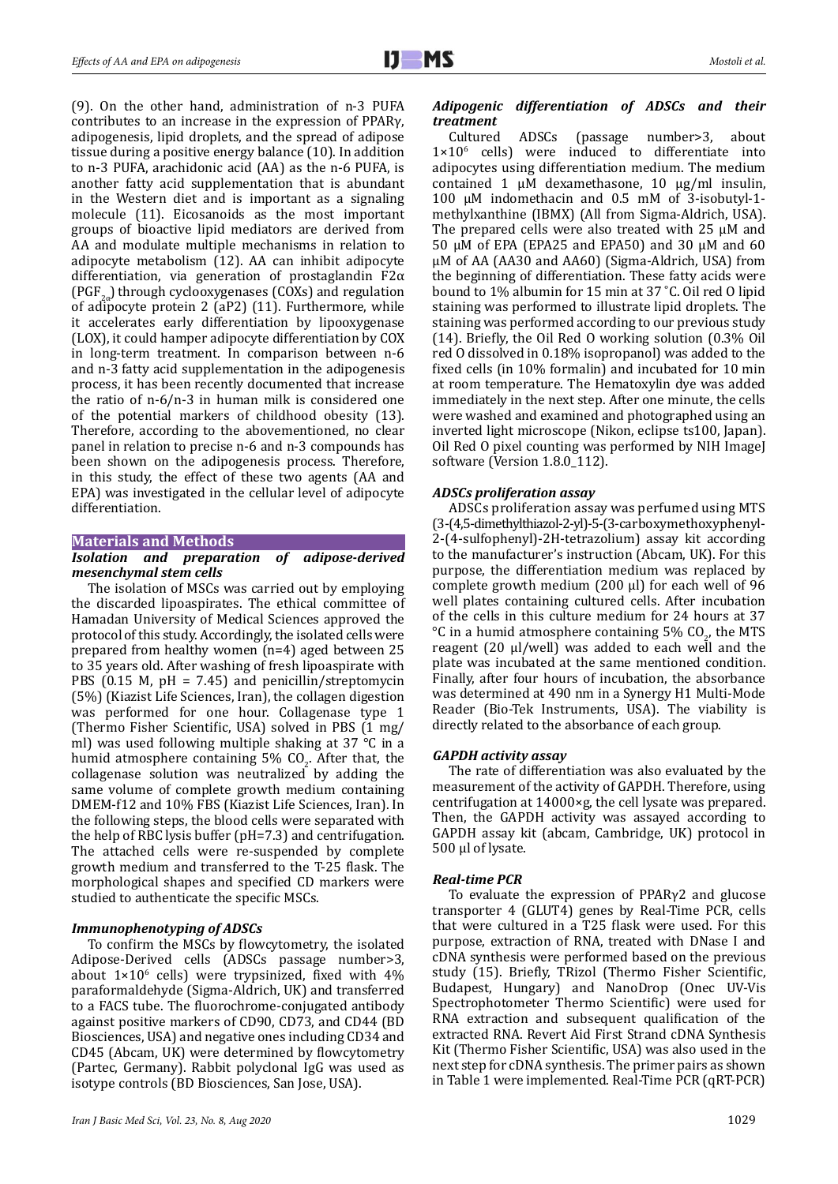(9). On the other hand, administration of n-3 PUFA contributes to an increase in the expression of PPARγ, adipogenesis, lipid droplets, and the spread of adipose tissue during a positive energy balance (10). In addition to n-3 PUFA, arachidonic acid (AA) as the n-6 PUFA, is another fatty acid supplementation that is abundant in the Western diet and is important as a signaling molecule (11). Eicosanoids as the most important groups of bioactive lipid mediators are derived from AA and modulate multiple mechanisms in relation to adipocyte metabolism (12). AA can inhibit adipocyte differentiation, via generation of prostaglandin F2α ($PGF_{2\alpha}$) through cyclooxygenases (COXs) and regulation of adipocyte protein 2 (aP2) (11). Furthermore, while it accelerates early differentiation by lipooxygenase (LOX), it could hamper adipocyte differentiation by COX in long-term treatment. In comparison between n-6 and n-3 fatty acid supplementation in the adipogenesis process, it has been recently documented that increase the ratio of n-6/n-3 in human milk is considered one of the potential markers of childhood obesity (13). Therefore, according to the abovementioned, no clear panel in relation to precise n-6 and n-3 compounds has been shown on the adipogenesis process. Therefore, in this study, the effect of these two agents (AA and EPA) was investigated in the cellular level of adipocyte differentiation.

## Materials and Methods

### *Isolation and preparation of adipose-derived mesenchymal stem cells*

The isolation of MSCs was carried out by employing the discarded lipoaspirates. The ethical committee of Hamadan University of Medical Sciences approved the protocol of this study. Accordingly, the isolated cells were prepared from healthy women (n=4) aged between 25 to 35 years old. After washing of fresh lipoaspirate with PBS (0.15 M, pH = 7.45) and penicillin/streptomycin (5%) (Kiazist Life Sciences, Iran), the collagen digestion was performed for one hour. Collagenase type 1 (Thermo Fisher Scientific, USA) solved in PBS (1 mg/ml) was used following multiple shaking at 37 °C in a humid atmosphere containing 5% $CO_2$. After that, the collagenase solution was neutralized by adding the same volume of complete growth medium containing DMEM-f12 and 10% FBS (Kiazist Life Sciences, Iran). In the following steps, the blood cells were separated with the help of RBC lysis buffer (pH=7.3) and centrifugation. The attached cells were re-suspended by complete growth medium and transferred to the T-25 flask. The morphological shapes and specified CD markers were studied to authenticate the specific MSCs.

### *Immunophenotyping of ADSCs*

To confirm the MSCs by flowcytometry, the isolated Adipose-Derived cells (ADSCs passage number>3, about $1\times10^6$ cells) were trypsinized, fixed with 4% paraformaldehyde (Sigma-Aldrich, UK) and transferred to a FACS tube. The fluorochrome-conjugated antibody against positive markers of CD90, CD73, and CD44 (BD Biosciences, USA) and negative ones including CD34 and CD45 (Abcam, UK) were determined by flowcytometry (Partec, Germany). Rabbit polyclonal IgG was used as isotype controls (BD Biosciences, San Jose, USA).

### *Adipogenic differentiation of ADSCs and their treatment*

Cultured ADSCs (passage number>3, about $1\times10^6$ cells) were induced to differentiate into adipocytes using differentiation medium. The medium contained 1 μM dexamethasone, 10 μg/ml insulin, 100 μM indomethacin and 0.5 mM of 3-isobutyl-1-methylxanthine (IBMX) (All from Sigma-Aldrich, USA). The prepared cells were also treated with 25 μM and 50 μM of EPA (EPA25 and EPA50) and 30 μM and 60 μM of AA (AA30 and AA60) (Sigma-Aldrich, USA) from the beginning of differentiation. These fatty acids were bound to 1% albumin for 15 min at 37 ˚C. Oil red O lipid staining was performed to illustrate lipid droplets. The staining was performed according to our previous study (14). Briefly, the Oil Red O working solution (0.3% Oil red O dissolved in 0.18% isopropanol) was added to the fixed cells (in 10% formalin) and incubated for 10 min at room temperature. The Hematoxylin dye was added immediately in the next step. After one minute, the cells were washed and examined and photographed using an inverted light microscope (Nikon, eclipse ts100, Japan). Oil Red O pixel counting was performed by NIH ImageJ software (Version 1.8.0_112).

### *ADSCs proliferation assay*

ADSCs proliferation assay was perfumed using MTS (3-(4,5-dimethylthiazol-2-yl)-5-(3-carboxymethoxyphenyl-2-(4-sulfophenyl)-2H-tetrazolium) assay kit according to the manufacturer's instruction (Abcam, UK). For this purpose, the differentiation medium was replaced by complete growth medium (200 μl) for each well of 96 well plates containing cultured cells. After incubation of the cells in this culture medium for 24 hours at 37 °C in a humid atmosphere containing 5% $CO_2$, the MTS reagent (20 μl/well) was added to each well and the plate was incubated at the same mentioned condition. Finally, after four hours of incubation, the absorbance was determined at 490 nm in a Synergy H1 Multi-Mode Reader (Bio-Tek Instruments, USA). The viability is directly related to the absorbance of each group.

### *GAPDH activity assay*

The rate of differentiation was also evaluated by the measurement of the activity of GAPDH. Therefore, using centrifugation at 14000×g, the cell lysate was prepared. Then, the GAPDH activity was assayed according to GAPDH assay kit (abcam, Cambridge, UK) protocol in 500 μl of lysate.

### *Real-time PCR*

To evaluate the expression of PPARγ2 and glucose transporter 4 (GLUT4) genes by Real-Time PCR, cells that were cultured in a T25 flask were used. For this purpose, extraction of RNA, treated with DNase I and cDNA synthesis were performed based on the previous study (15). Briefly, TRizol (Thermo Fisher Scientific, Budapest, Hungary) and NanoDrop (Onec UV-Vis Spectrophotometer Thermo Scientific) were used for RNA extraction and subsequent qualification of the extracted RNA. Revert Aid First Strand cDNA Synthesis Kit (Thermo Fisher Scientific, USA) was also used in the next step for cDNA synthesis. The primer pairs as shown in Table 1 were implemented. Real-Time PCR (qRT-PCR)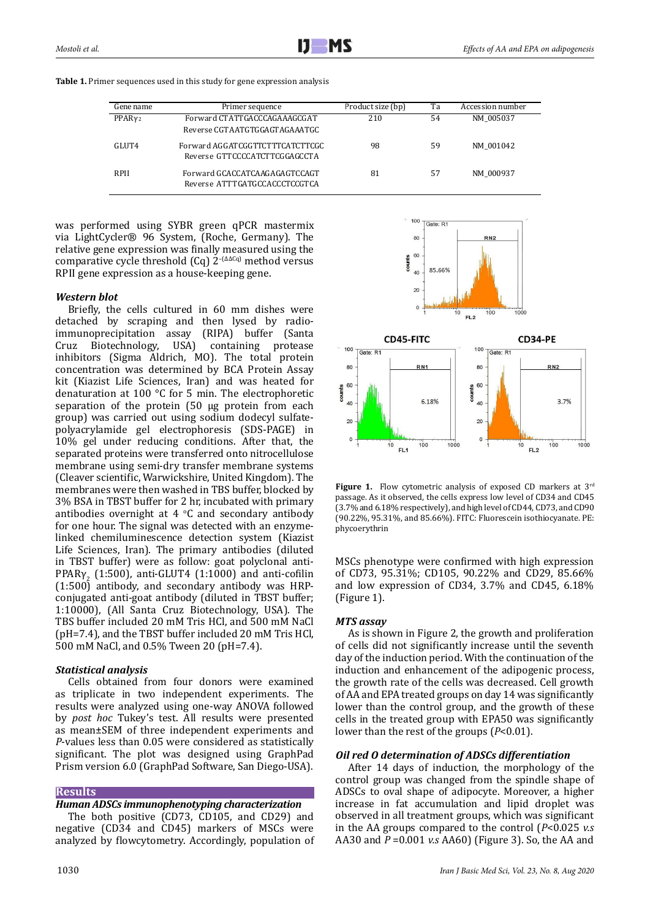**Table 1.** Primer sequences used in this study for gene expression analysis

| Gene name | Primer sequence | Product size (bp) | Ta | Accession number |
|---|---|---|---|---|
| PPARγ2 | Forward CTATTGACCCAGAAAGCGAT<br>Reverse CGTAATGTGGAGTAGAAATGC | 210 | 54 | NM_005037 |
| GLUT4 | Forward AGGATCGGTTCTTTCATCTTCGC<br>Reverse GTTCCCCATCTTCGGAGCCTA | 98 | 59 | NM_001042 |
| RPII | Forward GCACCATCAAGAGAGTCCAGT<br>Reverse ATTTGATGCCACCCTCCGTCA | 81 | 57 | NM_000937 |

was performed using SYBR green qPCR mastermix via LightCycler® 96 System, (Roche, Germany). The relative gene expression was finally measured using the comparative cycle threshold (Cq) $2^{-(\Delta\Delta Cq)}$ method versus RPII gene expression as a house-keeping gene.

### *Western blot*

Briefly, the cells cultured in 60 mm dishes were detached by scraping and then lysed by radio-immunoprecipitation assay (RIPA) buffer (Santa Cruz Biotechnology, USA) containing protease inhibitors (Sigma Aldrich, MO). The total protein concentration was determined by BCA Protein Assay kit (Kiazist Life Sciences, Iran) and was heated for denaturation at 100 °C for 5 min. The electrophoretic separation of the protein (50 µg protein from each group) was carried out using sodium dodecyl sulfate-polyacrylamide gel electrophoresis (SDS-PAGE) in 10% gel under reducing conditions. After that, the separated proteins were transferred onto nitrocellulose membrane using semi-dry transfer membrane systems (Cleaver scientific, Warwickshire, United Kingdom). The membranes were then washed in TBS buffer, blocked by 3% BSA in TBST buffer for 2 hr, incubated with primary antibodies overnight at 4 °C and secondary antibody for one hour. The signal was detected with an enzyme-linked chemiluminescence detection system (Kiazist Life Sciences, Iran). The primary antibodies (diluted in TBST buffer) were as follow: goat polyclonal anti-PPARγ$_2$ (1:500), anti-GLUT4 (1:1000) and anti-cofilin (1:500) antibody, and secondary antibody was HRP-conjugated anti-goat antibody (diluted in TBST buffer; 1:10000), (All Santa Cruz Biotechnology, USA). The TBS buffer included 20 mM Tris HCl, and 500 mM NaCl (pH=7.4), and the TBST buffer included 20 mM Tris HCl, 500 mM NaCl, and 0.5% Tween 20 (pH=7.4).

### *Statistical analysis*

Cells obtained from four donors were examined as triplicate in two independent experiments. The results were analyzed using one-way ANOVA followed by *post hoc* Tukey's test. All results were presented as mean±SEM of three independent experiments and *P*-values less than 0.05 were considered as statistically significant. The plot was designed using GraphPad Prism version 6.0 (GraphPad Software, San Diego-USA).

## Results

### *Human ADSCs immunophenotyping characterization*

The both positive (CD73, CD105, and CD29) and negative (CD34 and CD45) markers of MSCs were analyzed by flowcytometry. Accordingly, population of MSCs phenotype were confirmed with high expression of CD73, 95.31%; CD105, 90.22% and CD29, 85.66% and low expression of CD34, 3.7% and CD45, 6.18% (Figure 1).

**Figure 1.** Flow cytometric analysis of exposed CD markers at 3rd passage. As it observed, the cells express low level of CD34 and CD45 (3.7% and 6.18% respectively), and high level of CD44, CD73, and CD90 (90.22%, 95.31%, and 85.66%). FITC: Fluorescein isothiocyanate. PE: phycoerythrin

### *MTS assay*

As is shown in Figure 2, the growth and proliferation of cells did not significantly increase until the seventh day of the induction period. With the continuation of the induction and enhancement of the adipogenic process, the growth rate of the cells was decreased. Cell growth of AA and EPA treated groups on day 14 was significantly lower than the control group, and the growth of these cells in the treated group with EPA50 was significantly lower than the rest of the groups ($P$<0.01).

### *Oil red O determination of ADSCs differentiation*

After 14 days of induction, the morphology of the control group was changed from the spindle shape of ADSCs to oval shape of adipocyte. Moreover, a higher increase in fat accumulation and lipid droplet was observed in all treatment groups, which was significant in the AA groups compared to the control ($P$<0.025 *v.s* AA30 and $P$ =0.001 *v.s* AA60) (Figure 3). So, the AA and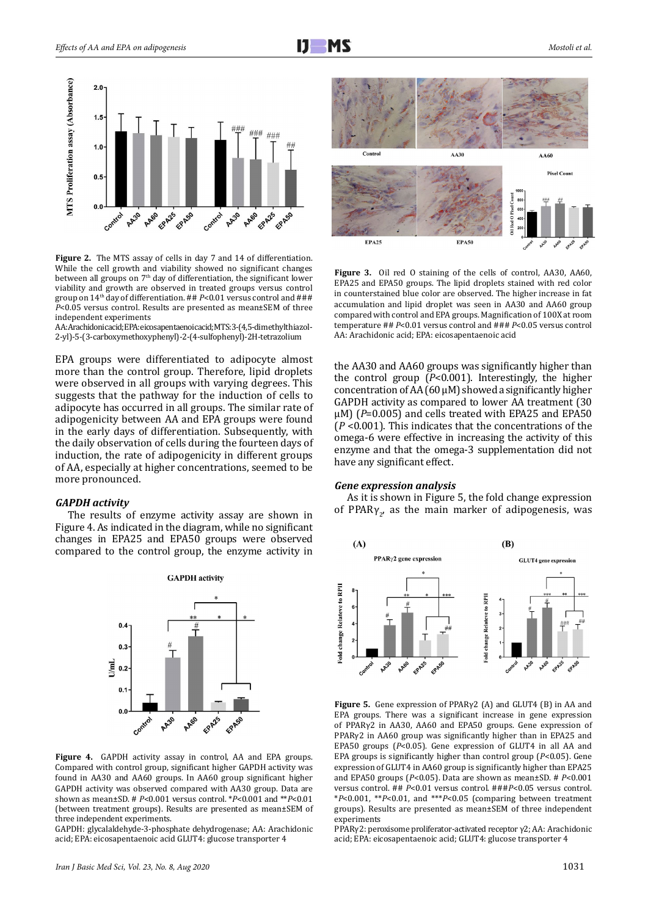**Figure 2.** The MTS assay of cells in day 7 and 14 of differentiation. While the cell growth and viability showed no significant changes between all groups on 7th day of differentiation, the significant lower viability and growth are observed in treated groups versus control group on 14th day of differentiation. ## $P$<0.01 versus control and ### $P$<0.05 versus control. Results are presented as mean±SEM of three independent experiments

AA: Arachidonic acid; EPA: eicosapentaenoic acid; MTS: 3-(4,5-dimethylthiazol-2-yl)-5-(3-carboxymethoxyphenyl)-2-(4-sulfophenyl)-2H-tetrazolium

**Figure 3.** Oil red O staining of the cells of control, AA30, AA60, EPA25 and EPA50 groups. The lipid droplets stained with red color in counterstained blue color are observed. The higher increase in fat accumulation and lipid droplet was seen in AA30 and AA60 group compared with control and EPA groups. Magnification of 100X at room temperature ## $P$<0.01 versus control and ### $P$<0.05 versus control

AA: Arachidonic acid; EPA: eicosapentaenoic acid

EPA groups were differentiated to adipocyte almost more than the control group. Therefore, lipid droplets were observed in all groups with varying degrees. This suggests that the pathway for the induction of cells to adipocyte has occurred in all groups. The similar rate of adipogenicity between AA and EPA groups were found in the early days of differentiation. Subsequently, with the daily observation of cells during the fourteen days of induction, the rate of adipogenicity in different groups of AA, especially at higher concentrations, seemed to be more pronounced.

### *GAPDH activity*

The results of enzyme activity assay are shown in Figure 4. As indicated in the diagram, while no significant changes in EPA25 and EPA50 groups were observed compared to the control group, the enzyme activity in the AA30 and AA60 groups was significantly higher than the control group ($P$<0.001). Interestingly, the higher concentration of AA (60 µM) showed a significantly higher GAPDH activity as compared to lower AA treatment (30 µM) ($P$=0.005) and cells treated with EPA25 and EPA50 ($P$ <0.001). This indicates that the concentrations of the omega-6 were effective in increasing the activity of this enzyme and that the omega-3 supplementation did not have any significant effect.

**Figure 4.** GAPDH activity assay in control, AA and EPA groups. Compared with control group, significant higher GAPDH activity was found in AA30 and AA60 groups. In AA60 group significant higher GAPDH activity was observed compared with AA30 group. Data are shown as mean±SD. # $P$<0.001 versus control. *$P$<0.001 and **$P$<0.01 (between treatment groups). Results are presented as mean±SEM of three independent experiments.

GAPDH: glycalaldehyde-3-phosphate dehydrogenase; AA: Arachidonic acid; EPA: eicosapentaenoic acid GLUT4: glucose transporter 4

### *Gene expression analysis*

As it is shown in Figure 5, the fold change expression of PPAR$\gamma_2$, as the main marker of adipogenesis, was

**Figure 5.** Gene expression of PPARγ2 (A) and GLUT4 (B) in AA and EPA groups. There was a significant increase in gene expression of PPARγ2 in AA30, AA60 and EPA50 groups. Gene expression of PPARγ2 in AA60 group was significantly higher than in EPA25 and EPA50 groups ($P$<0.05). Gene expression of GLUT4 in all AA and EPA groups is significantly higher than control group ($P$<0.05). Gene expression of GLUT4 in AA60 group is significantly higher than EPA25 and EPA50 groups ($P$<0.05). Data are shown as mean±SD. # $P$<0.001 versus control. ## $P$<0.01 versus control. ###$P$<0.05 versus control. *$P$<0.001, **$P$<0.01, and ***$P$<0.05 (comparing between treatment groups). Results are presented as mean±SEM of three independent experiments

PPARγ2: peroxisome proliferator-activated receptor γ2; AA: Arachidonic acid; EPA: eicosapentaenoic acid; GLUT4: glucose transporter 4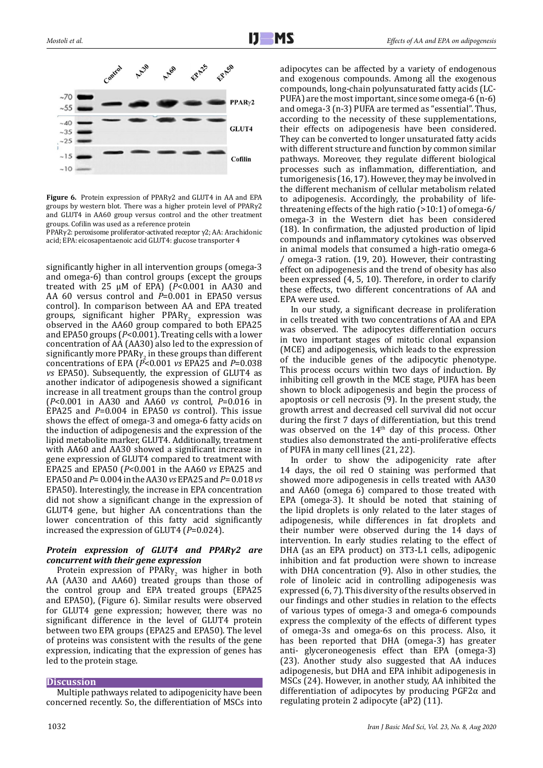Figure 6. Protein expression of PPARγ2 and GLUT4 in AA and EPA groups by western blot. There was a higher protein level of PPARγ2 and GLUT4 in AA60 group versus control and the other treatment groups. Cofilin was used as a reference protein

PPARγ2: peroxisome proliferator-activated receptor γ2; AA: Arachidonic acid; EPA: eicosapentaenoic acid GLUT4: glucose transporter 4

significantly higher in all intervention groups (omega-3 and omega-6) than control groups (except the groups treated with 25 μM of EPA) (*P*<0.001 in AA30 and AA 60 versus control and *P*=0.001 in EPA50 versus control). In comparison between AA and EPA treated groups, significant higher $PPAR\gamma_2$ expression was observed in the AA60 group compared to both EPA25 and EPA50 groups (*P*<0.001). Treating cells with a lower concentration of AA (AA30) also led to the expression of significantly more $PPAR\gamma_2$ in these groups than different concentrations of EPA (*P*<0.001 *vs* EPA25 and *P*=0.038 *vs* EPA50). Subsequently, the expression of GLUT4 as another indicator of adipogenesis showed a significant increase in all treatment groups than the control group (*P*<0.001 in AA30 and AA60 *vs* control, *P*=0.016 in EPA25 and *P*=0.004 in EPA50 *vs* control). This issue shows the effect of omega-3 and omega-6 fatty acids on the induction of adipogenesis and the expression of the lipid metabolite marker, GLUT4. Additionally, treatment with AA60 and AA30 showed a significant increase in gene expression of GLUT4 compared to treatment with EPA25 and EPA50 (*P*<0.001 in the AA60 *vs* EPA25 and EPA50 and *P*= 0.004 in the AA30 *vs* EPA25 and *P*= 0.018 *vs* EPA50). Interestingly, the increase in EPA concentration did not show a significant change in the expression of GLUT4 gene, but higher AA concentrations than the lower concentration of this fatty acid significantly increased the expression of GLUT4 (*P*=0.024).

### *Protein expression of GLUT4 and PPARγ2 are concurrent with their gene expression*

Protein expression of $PPAR\gamma_2$ was higher in both AA (AA30 and AA60) treated groups than those of the control group and EPA treated groups (EPA25 and EPA50), (Figure 6). Similar results were observed for GLUT4 gene expression; however, there was no significant difference in the level of GLUT4 protein between two EPA groups (EPA25 and EPA50). The level of proteins was consistent with the results of the gene expression, indicating that the expression of genes has led to the protein stage.

## Discussion

Multiple pathways related to adipogenicity have been concerned recently. So, the differentiation of MSCs into adipocytes can be affected by a variety of endogenous and exogenous compounds. Among all the exogenous compounds, long-chain polyunsaturated fatty acids (LC-PUFA) are the most important, since some omega-6 (n-6) and omega-3 (n-3) PUFA are termed as "essential". Thus, according to the necessity of these supplementations, their effects on adipogenesis have been considered. They can be converted to longer unsaturated fatty acids with different structure and function by common similar pathways. Moreover, they regulate different biological processes such as inflammation, differentiation, and tumorigenesis (16, 17). However, they may be involved in the different mechanism of cellular metabolism related to adipogenesis. Accordingly, the probability of life-threatening effects of the high ratio (>10:1) of omega-6/ omega-3 in the Western diet has been considered (18). In confirmation, the adjusted production of lipid compounds and inflammatory cytokines was observed in animal models that consumed a high-ratio omega-6 / omega-3 ration. (19, 20). However, their contrasting effect on adipogenesis and the trend of obesity has also been expressed (4, 5, 10). Therefore, in order to clarify these effects, two different concentrations of AA and EPA were used.

In our study, a significant decrease in proliferation in cells treated with two concentrations of AA and EPA was observed. The adipocytes differentiation occurs in two important stages of mitotic clonal expansion (MCE) and adipogenesis, which leads to the expression of the inducible genes of the adipocytic phenotype. This process occurs within two days of induction. By inhibiting cell growth in the MCE stage, PUFA has been shown to block adipogenesis and begin the process of apoptosis or cell necrosis (9). In the present study, the growth arrest and decreased cell survival did not occur during the first 7 days of differentiation, but this trend was observed on the 14th day of this process. Other studies also demonstrated the anti-proliferative effects of PUFA in many cell lines (21, 22).

In order to show the adipogenicity rate after 14 days, the oil red O staining was performed that showed more adipogenesis in cells treated with AA30 and AA60 (omega 6) compared to those treated with EPA (omega-3). It should be noted that staining of the lipid droplets is only related to the later stages of adipogenesis, while differences in fat droplets and their number were observed during the 14 days of intervention. In early studies relating to the effect of DHA (as an EPA product) on 3T3-L1 cells, adipogenic inhibition and fat production were shown to increase with DHA concentration (9). Also in other studies, the role of linoleic acid in controlling adipogenesis was expressed (6, 7). This diversity of the results observed in our findings and other studies in relation to the effects of various types of omega-3 and omega-6 compounds express the complexity of the effects of different types of omega-3s and omega-6s on this process. Also, it has been reported that DHA (omega-3) has greater anti- glyceroneogenesis effect than EPA (omega-3) (23). Another study also suggested that AA induces adipogenesis, but DHA and EPA inhibit adipogenesis in MSCs (24). However, in another study, AA inhibited the differentiation of adipocytes by producing PGF2α and regulating protein 2 adipocyte (aP2) (11).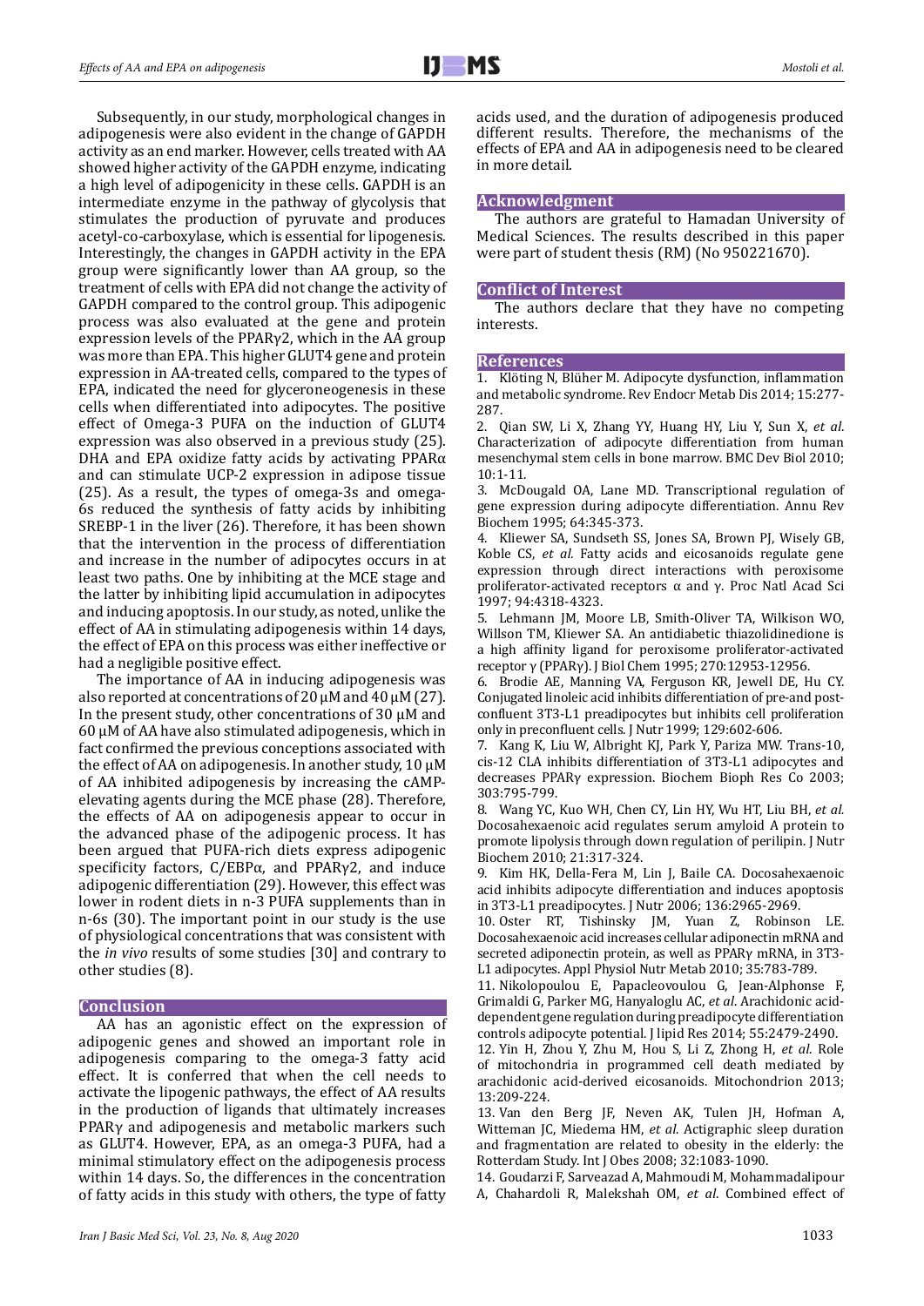Subsequently, in our study, morphological changes in adipogenesis were also evident in the change of GAPDH activity as an end marker. However, cells treated with AA showed higher activity of the GAPDH enzyme, indicating a high level of adipogenicity in these cells. GAPDH is an intermediate enzyme in the pathway of glycolysis that stimulates the production of pyruvate and produces acetyl-co-carboxylase, which is essential for lipogenesis. Interestingly, the changes in GAPDH activity in the EPA group were significantly lower than AA group, so the treatment of cells with EPA did not change the activity of GAPDH compared to the control group. This adipogenic process was also evaluated at the gene and protein expression levels of the PPARγ2, which in the AA group was more than EPA. This higher GLUT4 gene and protein expression in AA-treated cells, compared to the types of EPA, indicated the need for glyceroneogenesis in these cells when differentiated into adipocytes. The positive effect of Omega-3 PUFA on the induction of GLUT4 expression was also observed in a previous study (25). DHA and EPA oxidize fatty acids by activating PPARα and can stimulate UCP-2 expression in adipose tissue (25). As a result, the types of omega-3s and omega-6s reduced the synthesis of fatty acids by inhibiting SREBP-1 in the liver (26). Therefore, it has been shown that the intervention in the process of differentiation and increase in the number of adipocytes occurs in at least two paths. One by inhibiting at the MCE stage and the latter by inhibiting lipid accumulation in adipocytes and inducing apoptosis. In our study, as noted, unlike the effect of AA in stimulating adipogenesis within 14 days, the effect of EPA on this process was either ineffective or had a negligible positive effect.

The importance of AA in inducing adipogenesis was also reported at concentrations of 20 μM and 40 μM (27). In the present study, other concentrations of 30 μM and 60 μM of AA have also stimulated adipogenesis, which in fact confirmed the previous conceptions associated with the effect of AA on adipogenesis. In another study, 10 μM of AA inhibited adipogenesis by increasing the cAMP-elevating agents during the MCE phase (28). Therefore, the effects of AA on adipogenesis appear to occur in the advanced phase of the adipogenic process. It has been argued that PUFA-rich diets express adipogenic specificity factors, C/EBPα, and PPARγ2, and induce adipogenic differentiation (29). However, this effect was lower in rodent diets in n-3 PUFA supplements than in n-6s (30). The important point in our study is the use of physiological concentrations that was consistent with the *in vivo* results of some studies [30] and contrary to other studies (8).

## Conclusion

AA has an agonistic effect on the expression of adipogenic genes and showed an important role in adipogenesis comparing to the omega-3 fatty acid effect. It is conferred that when the cell needs to activate the lipogenic pathways, the effect of AA results in the production of ligands that ultimately increases PPARγ and adipogenesis and metabolic markers such as GLUT4. However, EPA, as an omega-3 PUFA, had a minimal stimulatory effect on the adipogenesis process within 14 days. So, the differences in the concentration of fatty acids in this study with others, the type of fatty acids used, and the duration of adipogenesis produced different results. Therefore, the mechanisms of the effects of EPA and AA in adipogenesis need to be cleared in more detail.

## Acknowledgment

The authors are grateful to Hamadan University of Medical Sciences. The results described in this paper were part of student thesis (RM) (No 950221670).

## Conflict of Interest

The authors declare that they have no competing interests.

## References

1. Klöting N, Blüher M. Adipocyte dysfunction, inflammation and metabolic syndrome. Rev Endocr Metab Dis 2014; 15:277-287.
2. Qian SW, Li X, Zhang YY, Huang HY, Liu Y, Sun X, *et al*. Characterization of adipocyte differentiation from human mesenchymal stem cells in bone marrow. BMC Dev Biol 2010; 10:1-11.
3. McDougald OA, Lane MD. Transcriptional regulation of gene expression during adipocyte differentiation. Annu Rev Biochem 1995; 64:345-373.
4. Kliewer SA, Sundseth SS, Jones SA, Brown PJ, Wisely GB, Koble CS, *et al.* Fatty acids and eicosanoids regulate gene expression through direct interactions with peroxisome proliferator-activated receptors α and γ. Proc Natl Acad Sci 1997; 94:4318-4323.
5. Lehmann JM, Moore LB, Smith-Oliver TA, Wilkison WO, Willson TM, Kliewer SA. An antidiabetic thiazolidinedione is a high affinity ligand for peroxisome proliferator-activated receptor γ (PPARγ). J Biol Chem 1995; 270:12953-12956.
6. Brodie AE, Manning VA, Ferguson KR, Jewell DE, Hu CY. Conjugated linoleic acid inhibits differentiation of pre-and post-confluent 3T3-L1 preadipocytes but inhibits cell proliferation only in preconfluent cells. J Nutr 1999; 129:602-606.
7. Kang K, Liu W, Albright KJ, Park Y, Pariza MW. Trans-10, cis-12 CLA inhibits differentiation of 3T3-L1 adipocytes and decreases PPARγ expression. Biochem Bioph Res Co 2003; 303:795-799.
8. Wang YC, Kuo WH, Chen CY, Lin HY, Wu HT, Liu BH, *et al.* Docosahexaenoic acid regulates serum amyloid A protein to promote lipolysis through down regulation of perilipin. J Nutr Biochem 2010; 21:317-324.
9. Kim HK, Della-Fera M, Lin J, Baile CA. Docosahexaenoic acid inhibits adipocyte differentiation and induces apoptosis in 3T3-L1 preadipocytes. J Nutr 2006; 136:2965-2969.
10. Oster RT, Tishinsky JM, Yuan Z, Robinson LE. Docosahexaenoic acid increases cellular adiponectin mRNA and secreted adiponectin protein, as well as PPARγ mRNA, in 3T3-L1 adipocytes. Appl Physiol Nutr Metab 2010; 35:783-789.
11. Nikolopoulou E, Papacleovoulou G, Jean-Alphonse F, Grimaldi G, Parker MG, Hanyaloglu AC, *et al*. Arachidonic acid-dependent gene regulation during preadipocyte differentiation controls adipocyte potential. J lipid Res 2014; 55:2479-2490.
12. Yin H, Zhou Y, Zhu M, Hou S, Li Z, Zhong H, *et al*. Role of mitochondria in programmed cell death mediated by arachidonic acid-derived eicosanoids. Mitochondrion 2013; 13:209-224.
13. Van den Berg JF, Neven AK, Tulen JH, Hofman A, Witteman JC, Miedema HM, *et al*. Actigraphic sleep duration and fragmentation are related to obesity in the elderly: the Rotterdam Study. Int J Obes 2008; 32:1083-1090.
14. Goudarzi F, Sarveazad A, Mahmoudi M, Mohammadalipour A, Chahardoli R, Malekshah OM, *et al*. Combined effect of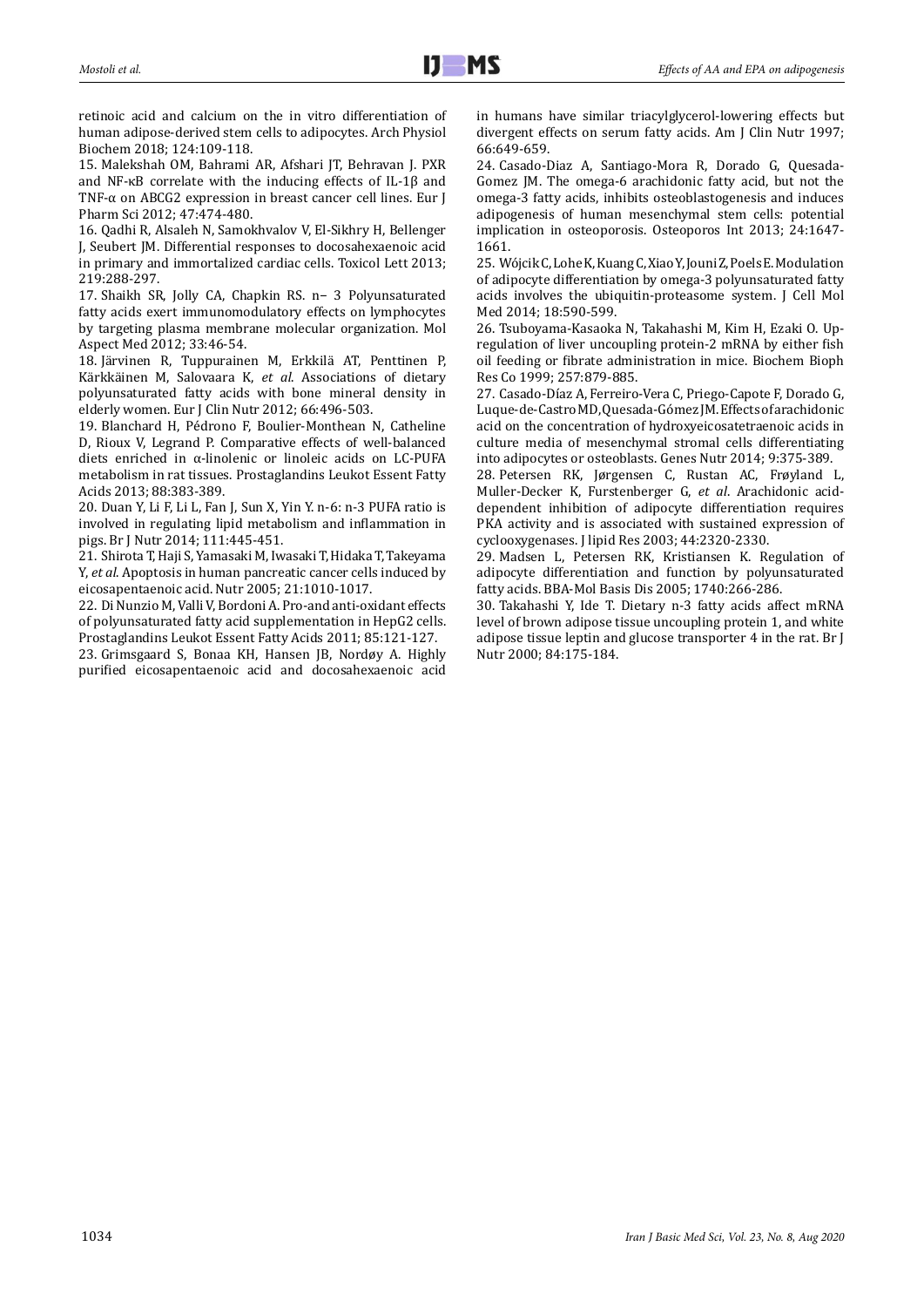retinoic acid and calcium on the in vitro differentiation of human adipose-derived stem cells to adipocytes. Arch Physiol Biochem 2018; 124:109-118.

15. Malekshah OM, Bahrami AR, Afshari JT, Behravan J. PXR and NF-κB correlate with the inducing effects of IL-1β and TNF-α on ABCG2 expression in breast cancer cell lines. Eur J Pharm Sci 2012; 47:474-480.

16. Qadhi R, Alsaleh N, Samokhvalov V, El-Sikhry H, Bellenger J, Seubert JM. Differential responses to docosahexaenoic acid in primary and immortalized cardiac cells. Toxicol Lett 2013; 219:288-297.

17. Shaikh SR, Jolly CA, Chapkin RS. n− 3 Polyunsaturated fatty acids exert immunomodulatory effects on lymphocytes by targeting plasma membrane molecular organization. Mol Aspect Med 2012; 33:46-54.

18. Järvinen R, Tuppurainen M, Erkkilä AT, Penttinen P, Kärkkäinen M, Salovaara K, *et al*. Associations of dietary polyunsaturated fatty acids with bone mineral density in elderly women. Eur J Clin Nutr 2012; 66:496-503.

19. Blanchard H, Pédrono F, Boulier-Monthean N, Catheline D, Rioux V, Legrand P. Comparative effects of well-balanced diets enriched in α-linolenic or linoleic acids on LC-PUFA metabolism in rat tissues. Prostaglandins Leukot Essent Fatty Acids 2013; 88:383-389.

20. Duan Y, Li F, Li L, Fan J, Sun X, Yin Y. n-6: n-3 PUFA ratio is involved in regulating lipid metabolism and inflammation in pigs. Br J Nutr 2014; 111:445-451.

21. Shirota T, Haji S, Yamasaki M, Iwasaki T, Hidaka T, Takeyama Y, *et al*. Apoptosis in human pancreatic cancer cells induced by eicosapentaenoic acid. Nutr 2005; 21:1010-1017.

22. Di Nunzio M, Valli V, Bordoni A. Pro-and anti-oxidant effects of polyunsaturated fatty acid supplementation in HepG2 cells. Prostaglandins Leukot Essent Fatty Acids 2011; 85:121-127.

23. Grimsgaard S, Bonaa KH, Hansen JB, Nordøy A. Highly purified eicosapentaenoic acid and docosahexaenoic acid in humans have similar triacylglycerol-lowering effects but divergent effects on serum fatty acids. Am J Clin Nutr 1997; 66:649-659.

24. Casado-Diaz A, Santiago-Mora R, Dorado G, Quesada-Gomez JM. The omega-6 arachidonic fatty acid, but not the omega-3 fatty acids, inhibits osteoblastogenesis and induces adipogenesis of human mesenchymal stem cells: potential implication in osteoporosis. Osteoporos Int 2013; 24:1647-1661.

25. Wójcik C, Lohe K, Kuang C, Xiao Y, Jouni Z, Poels E. Modulation of adipocyte differentiation by omega-3 polyunsaturated fatty acids involves the ubiquitin-proteasome system. J Cell Mol Med 2014; 18:590-599.

26. Tsuboyama-Kasaoka N, Takahashi M, Kim H, Ezaki O. Up-regulation of liver uncoupling protein-2 mRNA by either fish oil feeding or fibrate administration in mice. Biochem Bioph Res Co 1999; 257:879-885.

27. Casado-Díaz A, Ferreiro-Vera C, Priego-Capote F, Dorado G, Luque-de-Castro MD, Quesada-Gómez JM. Effects of arachidonic acid on the concentration of hydroxyeicosatetraenoic acids in culture media of mesenchymal stromal cells differentiating into adipocytes or osteoblasts. Genes Nutr 2014; 9:375-389.

28. Petersen RK, Jørgensen C, Rustan AC, Frøyland L, Muller-Decker K, Furstenberger G, *et al*. Arachidonic acid-dependent inhibition of adipocyte differentiation requires PKA activity and is associated with sustained expression of cyclooxygenases. J lipid Res 2003; 44:2320-2330.

29. Madsen L, Petersen RK, Kristiansen K. Regulation of adipocyte differentiation and function by polyunsaturated fatty acids. BBA-Mol Basis Dis 2005; 1740:266-286.

30. Takahashi Y, Ide T. Dietary n-3 fatty acids affect mRNA level of brown adipose tissue uncoupling protein 1, and white adipose tissue leptin and glucose transporter 4 in the rat. Br J Nutr 2000; 84:175-184.